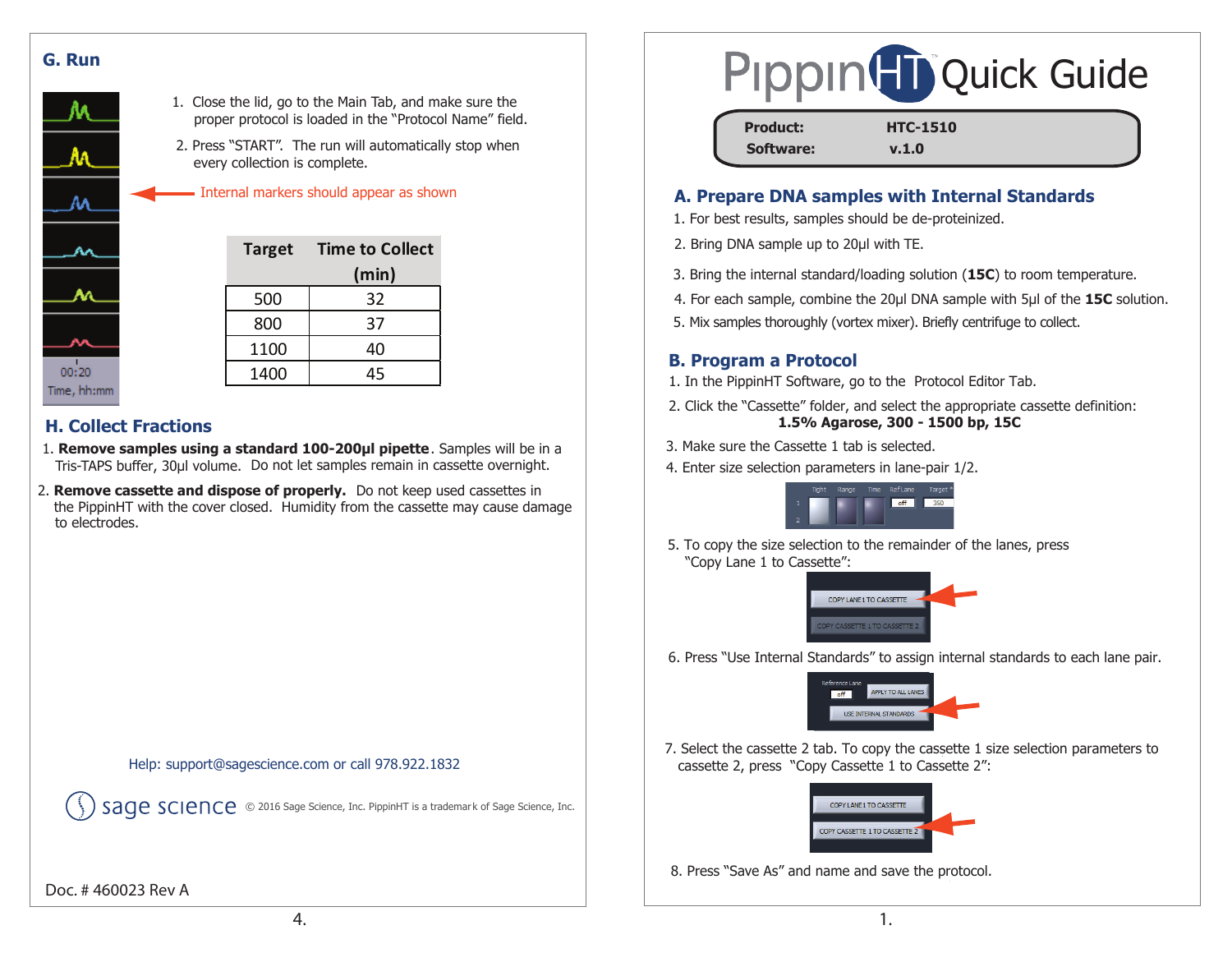# PippinHT Quick Guide

**Product:** HTC-1510
**Software:** v.1.0

## A. Prepare DNA samples with Internal Standards

1. For best results, samples should be de-proteinized.
2. Bring DNA sample up to 20µl with TE.
3. Bring the internal standard/loading solution (**15C**) to room temperature.
4. For each sample, combine the 20µl DNA sample with 5µl of the **15C** solution.
5. Mix samples thoroughly (vortex mixer). Briefly centrifuge to collect.

## B. Program a Protocol

1. In the PippinHT Software, go to the Protocol Editor Tab.
2. Click the "Cassette" folder, and select the appropriate cassette definition: **1.5% Agarose, 300 - 1500 bp, 15C**
3. Make sure the Cassette 1 tab is selected.
4. Enter size selection parameters in lane-pair 1/2.
5. To copy the size selection to the remainder of the lanes, press "Copy Lane 1 to Cassette":
6. Press "Use Internal Standards" to assign internal standards to each lane pair.
7. Select the cassette 2 tab. To copy the cassette 1 size selection parameters to cassette 2, press "Copy Cassette 1 to Cassette 2":
8. Press "Save As" and name and save the protocol.

## G. Run

1. Close the lid, go to the Main Tab, and make sure the proper protocol is loaded in the "Protocol Name" field.
2. Press "START". The run will automatically stop when every collection is complete.

Internal markers should appear as shown

| Target | Time to Collect (min) |
|---|---|
| 500 | 32 |
| 800 | 37 |
| 1100 | 40 |
| 1400 | 45 |

## H. Collect Fractions

1. **Remove samples using a standard 100-200µl pipette**. Samples will be in a Tris-TAPS buffer, 30µl volume. Do not let samples remain in cassette overnight.
2. **Remove cassette and dispose of properly.** Do not keep used cassettes in the PippinHT with the cover closed. Humidity from the cassette may cause damage to electrodes.

Help: support@sagescience.com or call 978.922.1832

sage science © 2016 Sage Science, Inc. PippinHT is a trademark of Sage Science, Inc.

Doc. # 460023 Rev A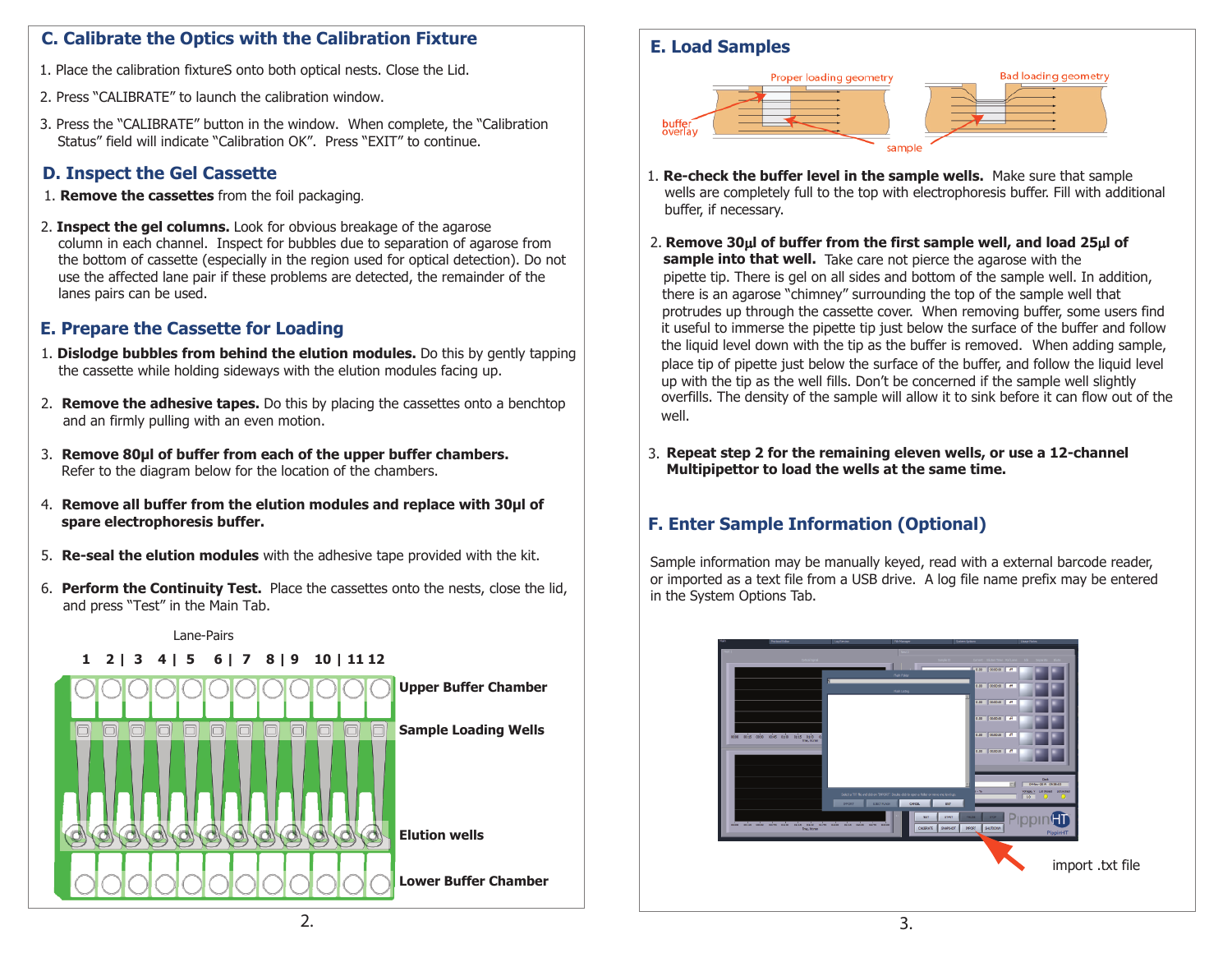## C. Calibrate the Optics with the Calibration Fixture

1. Place the calibration fixtureS onto both optical nests. Close the Lid.
2. Press “CALIBRATE” to launch the calibration window.
3. Press the “CALIBRATE” button in the window. When complete, the “Calibration Status” field will indicate “Calibration OK”. Press “EXIT” to continue.

## D. Inspect the Gel Cassette

1. **Remove the cassettes** from the foil packaging.
2. **Inspect the gel columns.** Look for obvious breakage of the agarose column in each channel. Inspect for bubbles due to separation of agarose from the bottom of cassette (especially in the region used for optical detection). Do not use the affected lane pair if these problems are detected, the remainder of the lanes pairs can be used.

## E. Prepare the Cassette for Loading

1. **Dislodge bubbles from behind the elution modules.** Do this by gently tapping the cassette while holding sideways with the elution modules facing up.
2. **Remove the adhesive tapes.** Do this by placing the cassettes onto a benchtop and an firmly pulling with an even motion.
3. **Remove 80µl of buffer from each of the upper buffer chambers.** Refer to the diagram below for the location of the chambers.
4. **Remove all buffer from the elution modules and replace with 30µl of spare electrophoresis buffer.**
5. **Re-seal the elution modules** with the adhesive tape provided with the kit.
6. **Perform the Continuity Test.** Place the cassettes onto the nests, close the lid, and press “Test” in the Main Tab.

Lane-Pairs

1 2 | 3 4 | 5 6 | 7 8 | 9 10 | 11 12

Upper Buffer Chamber

Sample Loading Wells

Elution wells

Lower Buffer Chamber

## E. Load Samples

Proper loading geometry

Bad loading geometry

buffer overlay

sample

1. **Re-check the buffer level in the sample wells.** Make sure that sample wells are completely full to the top with electrophoresis buffer. Fill with additional buffer, if necessary.
2. **Remove 30µl of buffer from the first sample well, and load 25µl of sample into that well.** Take care not pierce the agarose with the pipette tip. There is gel on all sides and bottom of the sample well. In addition, there is an agarose “chimney” surrounding the top of the sample well that protrudes up through the cassette cover. When removing buffer, some users find it useful to immerse the pipette tip just below the surface of the buffer and follow the liquid level down with the tip as the buffer is removed. When adding sample, place tip of pipette just below the surface of the buffer, and follow the liquid level up with the tip as the well fills. Don’t be concerned if the sample well slightly overfills. The density of the sample will allow it to sink before it can flow out of the well.
3. **Repeat step 2 for the remaining eleven wells, or use a 12-channel Multipipettor to load the wells at the same time.**

## F. Enter Sample Information (Optional)

Sample information may be manually keyed, read with a external barcode reader, or imported as a text file from a USB drive. A log file name prefix may be entered in the System Options Tab.

import .txt file